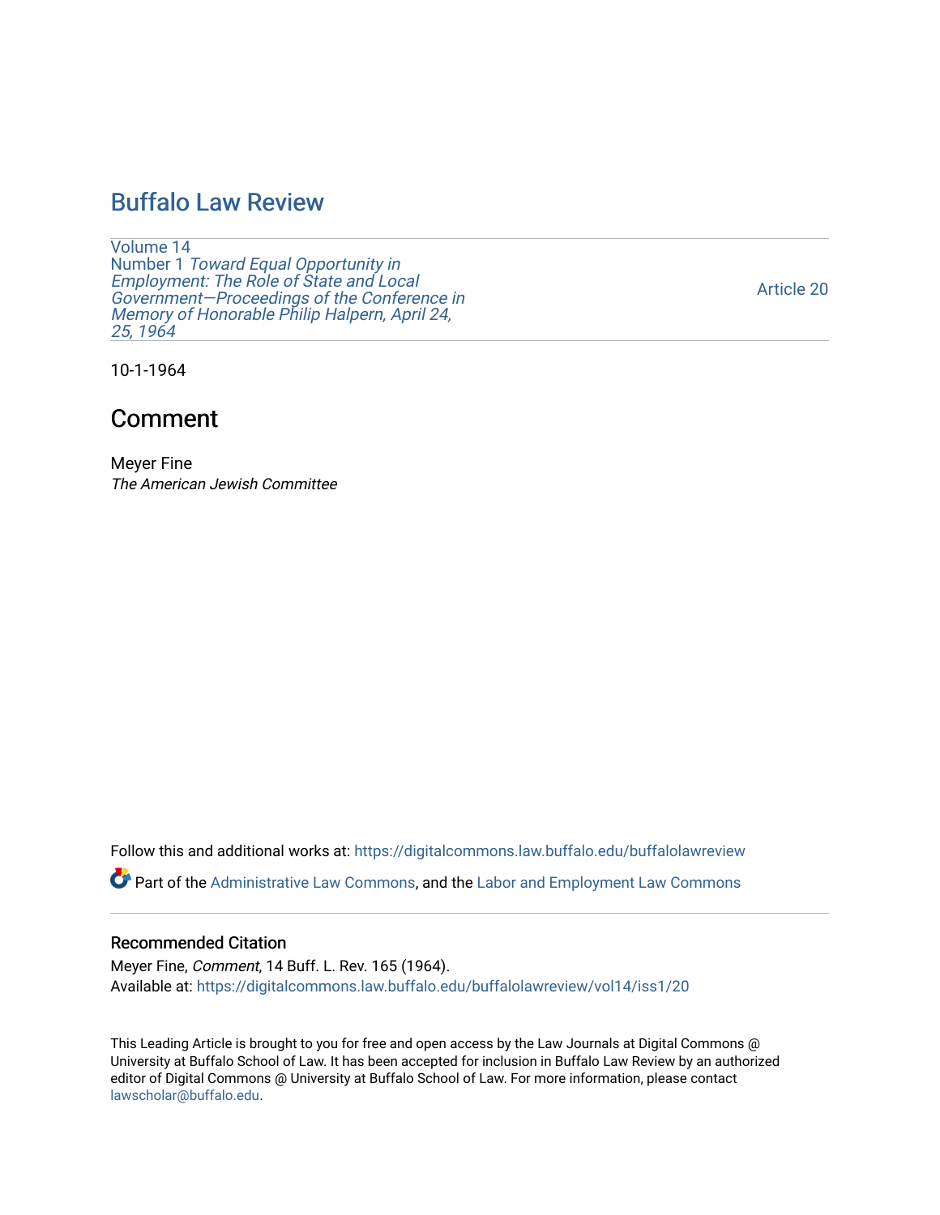# Buffalo Law Review

Volume 14
Number 1 *Toward Equal Opportunity in Employment: The Role of State and Local Government—Proceedings of the Conference in Memory of Honorable Philip Halpern, April 24, 25, 1964*

Article 20

10-1-1964

## Comment

Meyer Fine
*The American Jewish Committee*

Follow this and additional works at: https://digitalcommons.law.buffalo.edu/buffalolawreview

Part of the Administrative Law Commons, and the Labor and Employment Law Commons

### Recommended Citation

Meyer Fine, *Comment*, 14 Buff. L. Rev. 165 (1964).
Available at: https://digitalcommons.law.buffalo.edu/buffalolawreview/vol14/iss1/20

This Leading Article is brought to you for free and open access by the Law Journals at Digital Commons @ University at Buffalo School of Law. It has been accepted for inclusion in Buffalo Law Review by an authorized editor of Digital Commons @ University at Buffalo School of Law. For more information, please contact lawscholar@buffalo.edu.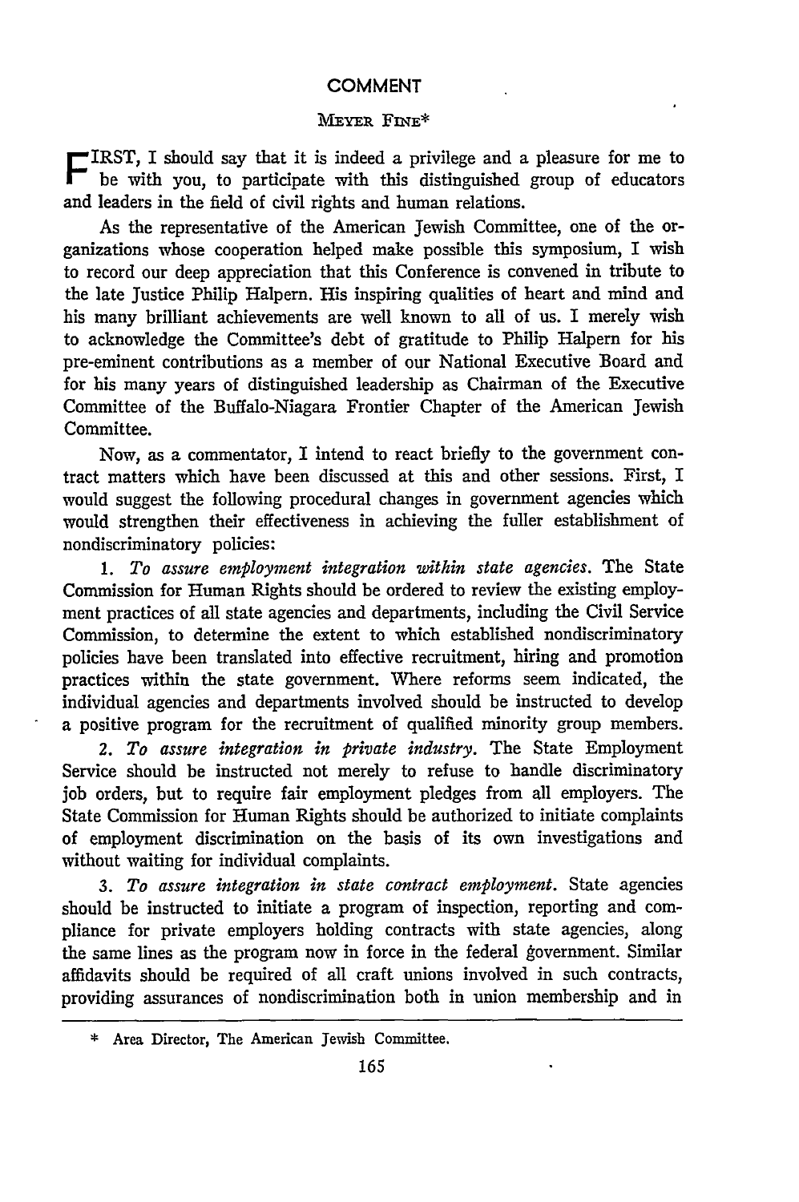## COMMENT

MEYER FINE*

FIRST, I should say that it is indeed a privilege and a pleasure for me to be with you, to participate with this distinguished group of educators and leaders in the field of civil rights and human relations.

As the representative of the American Jewish Committee, one of the organizations whose cooperation helped make possible this symposium, I wish to record our deep appreciation that this Conference is convened in tribute to the late Justice Philip Halpern. His inspiring qualities of heart and mind and his many brilliant achievements are well known to all of us. I merely wish to acknowledge the Committee's debt of gratitude to Philip Halpern for his pre-eminent contributions as a member of our National Executive Board and for his many years of distinguished leadership as Chairman of the Executive Committee of the Buffalo-Niagara Frontier Chapter of the American Jewish Committee.

Now, as a commentator, I intend to react briefly to the government contract matters which have been discussed at this and other sessions. First, I would suggest the following procedural changes in government agencies which would strengthen their effectiveness in achieving the fuller establishment of nondiscriminatory policies:

1. *To assure employment integration within state agencies.* The State Commission for Human Rights should be ordered to review the existing employment practices of all state agencies and departments, including the Civil Service Commission, to determine the extent to which established nondiscriminatory policies have been translated into effective recruitment, hiring and promotion practices within the state government. Where reforms seem indicated, the individual agencies and departments involved should be instructed to develop a positive program for the recruitment of qualified minority group members.

2. *To assure integration in private industry.* The State Employment Service should be instructed not merely to refuse to handle discriminatory job orders, but to require fair employment pledges from all employers. The State Commission for Human Rights should be authorized to initiate complaints of employment discrimination on the basis of its own investigations and without waiting for individual complaints.

3. *To assure integration in state contract employment.* State agencies should be instructed to initiate a program of inspection, reporting and compliance for private employers holding contracts with state agencies, along the same lines as the program now in force in the federal government. Similar affidavits should be required of all craft unions involved in such contracts, providing assurances of nondiscrimination both in union membership and in

* Area Director, The American Jewish Committee.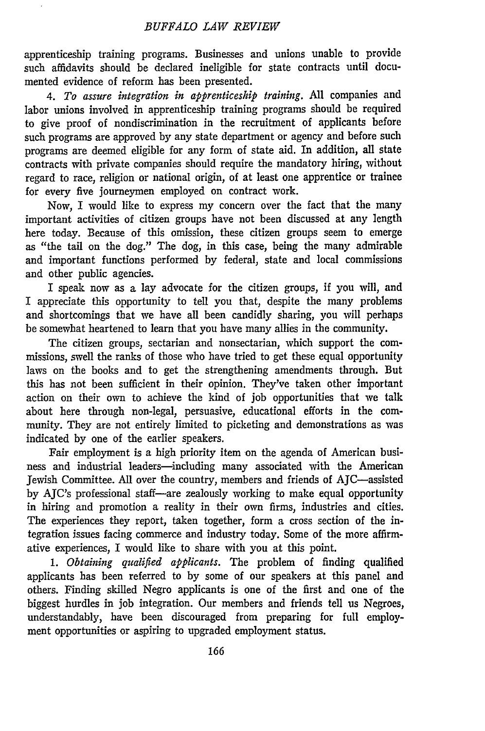apprenticeship training programs. Businesses and unions unable to provide such affidavits should be declared ineligible for state contracts until documented evidence of reform has been presented.

4. *To assure integration in apprenticeship training.* All companies and labor unions involved in apprenticeship training programs should be required to give proof of nondiscrimination in the recruitment of applicants before such programs are approved by any state department or agency and before such programs are deemed eligible for any form of state aid. In addition, all state contracts with private companies should require the mandatory hiring, without regard to race, religion or national origin, of at least one apprentice or trainee for every five journeymen employed on contract work.

Now, I would like to express my concern over the fact that the many important activities of citizen groups have not been discussed at any length here today. Because of this omission, these citizen groups seem to emerge as "the tail on the dog." The dog, in this case, being the many admirable and important functions performed by federal, state and local commissions and other public agencies.

I speak now as a lay advocate for the citizen groups, if you will, and I appreciate this opportunity to tell you that, despite the many problems and shortcomings that we have all been candidly sharing, you will perhaps be somewhat heartened to learn that you have many allies in the community.

The citizen groups, sectarian and nonsectarian, which support the commissions, swell the ranks of those who have tried to get these equal opportunity laws on the books and to get the strengthening amendments through. But this has not been sufficient in their opinion. They've taken other important action on their own to achieve the kind of job opportunities that we talk about here through non-legal, persuasive, educational efforts in the community. They are not entirely limited to picketing and demonstrations as was indicated by one of the earlier speakers.

Fair employment is a high priority item on the agenda of American business and industrial leaders—including many associated with the American Jewish Committee. All over the country, members and friends of AJC—assisted by AJC's professional staff—are zealously working to make equal opportunity in hiring and promotion a reality in their own firms, industries and cities. The experiences they report, taken together, form a cross section of the integration issues facing commerce and industry today. Some of the more affirmative experiences, I would like to share with you at this point.

1. *Obtaining qualified applicants.* The problem of finding qualified applicants has been referred to by some of our speakers at this panel and others. Finding skilled Negro applicants is one of the first and one of the biggest hurdles in job integration. Our members and friends tell us Negroes, understandably, have been discouraged from preparing for full employment opportunities or aspiring to upgraded employment status.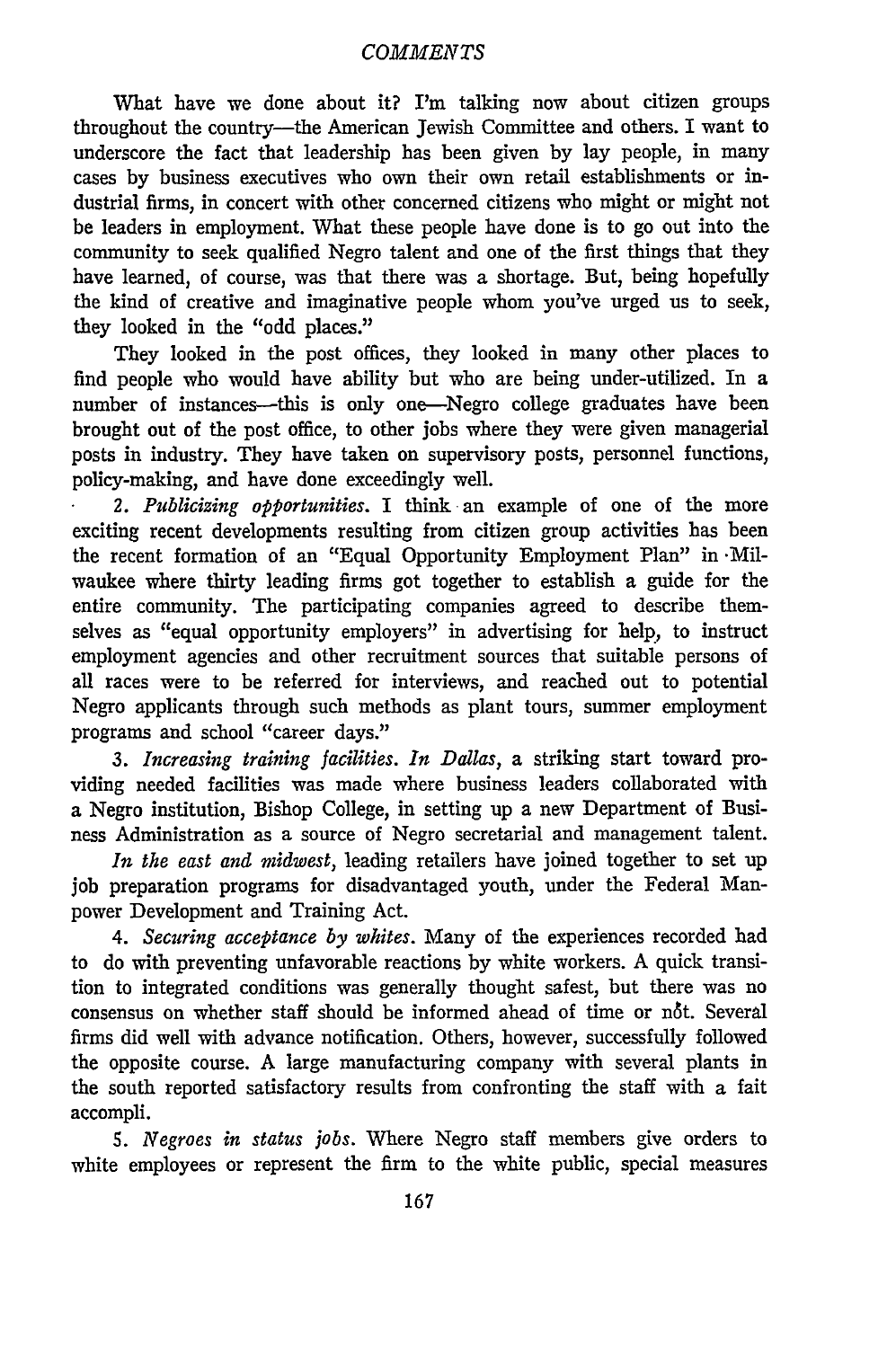What have we done about it? I'm talking now about citizen groups throughout the country—the American Jewish Committee and others. I want to underscore the fact that leadership has been given by lay people, in many cases by business executives who own their own retail establishments or industrial firms, in concert with other concerned citizens who might or might not be leaders in employment. What these people have done is to go out into the community to seek qualified Negro talent and one of the first things that they have learned, of course, was that there was a shortage. But, being hopefully the kind of creative and imaginative people whom you've urged us to seek, they looked in the "odd places."

They looked in the post offices, they looked in many other places to find people who would have ability but who are being under-utilized. In a number of instances—this is only one—Negro college graduates have been brought out of the post office, to other jobs where they were given managerial posts in industry. They have taken on supervisory posts, personnel functions, policy-making, and have done exceedingly well.

2. *Publicizing opportunities.* I think an example of one of the more exciting recent developments resulting from citizen group activities has been the recent formation of an "Equal Opportunity Employment Plan" in Milwaukee where thirty leading firms got together to establish a guide for the entire community. The participating companies agreed to describe themselves as "equal opportunity employers" in advertising for help, to instruct employment agencies and other recruitment sources that suitable persons of all races were to be referred for interviews, and reached out to potential Negro applicants through such methods as plant tours, summer employment programs and school "career days."

3. *Increasing training facilities. In Dallas,* a striking start toward providing needed facilities was made where business leaders collaborated with a Negro institution, Bishop College, in setting up a new Department of Business Administration as a source of Negro secretarial and management talent.

*In the east and midwest,* leading retailers have joined together to set up job preparation programs for disadvantaged youth, under the Federal Manpower Development and Training Act.

4. *Securing acceptance by whites.* Many of the experiences recorded had to do with preventing unfavorable reactions by white workers. A quick transition to integrated conditions was generally thought safest, but there was no consensus on whether staff should be informed ahead of time or not. Several firms did well with advance notification. Others, however, successfully followed the opposite course. A large manufacturing company with several plants in the south reported satisfactory results from confronting the staff with a fait accompli.

5. *Negroes in status jobs.* Where Negro staff members give orders to white employees or represent the firm to the white public, special measures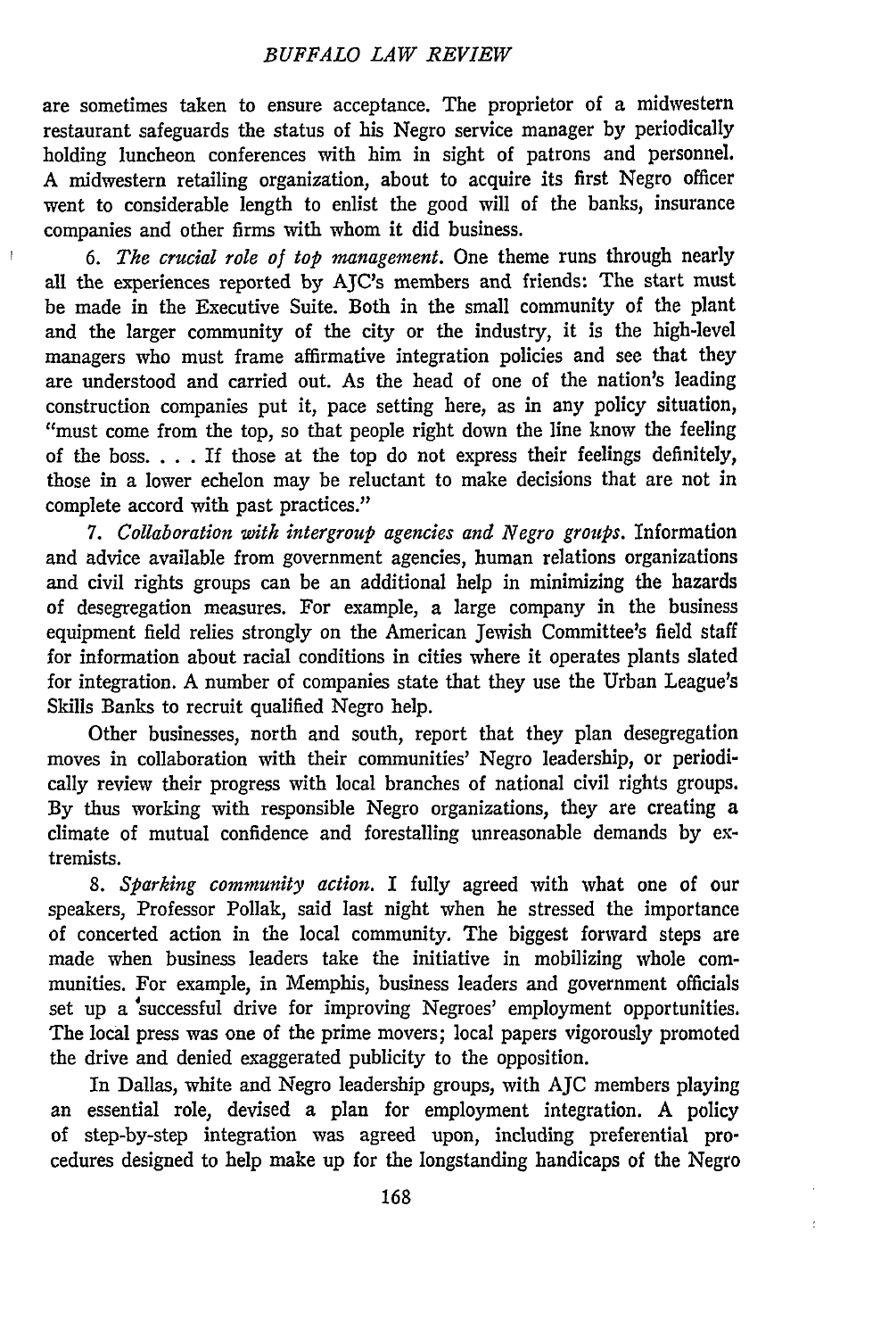are sometimes taken to ensure acceptance. The proprietor of a midwestern restaurant safeguards the status of his Negro service manager by periodically holding luncheon conferences with him in sight of patrons and personnel. A midwestern retailing organization, about to acquire its first Negro officer went to considerable length to enlist the good will of the banks, insurance companies and other firms with whom it did business.

6. *The crucial role of top management.* One theme runs through nearly all the experiences reported by AJC's members and friends: The start must be made in the Executive Suite. Both in the small community of the plant and the larger community of the city or the industry, it is the high-level managers who must frame affirmative integration policies and see that they are understood and carried out. As the head of one of the nation's leading construction companies put it, pace setting here, as in any policy situation, "must come from the top, so that people right down the line know the feeling of the boss. . . . If those at the top do not express their feelings definitely, those in a lower echelon may be reluctant to make decisions that are not in complete accord with past practices."

7. *Collaboration with intergroup agencies and Negro groups.* Information and advice available from government agencies, human relations organizations and civil rights groups can be an additional help in minimizing the hazards of desegregation measures. For example, a large company in the business equipment field relies strongly on the American Jewish Committee's field staff for information about racial conditions in cities where it operates plants slated for integration. A number of companies state that they use the Urban League's Skills Banks to recruit qualified Negro help.

Other businesses, north and south, report that they plan desegregation moves in collaboration with their communities' Negro leadership, or periodically review their progress with local branches of national civil rights groups. By thus working with responsible Negro organizations, they are creating a climate of mutual confidence and forestalling unreasonable demands by extremists.

8. *Sparking community action.* I fully agreed with what one of our speakers, Professor Pollak, said last night when he stressed the importance of concerted action in the local community. The biggest forward steps are made when business leaders take the initiative in mobilizing whole communities. For example, in Memphis, business leaders and government officials set up a successful drive for improving Negroes' employment opportunities. The local press was one of the prime movers; local papers vigorously promoted the drive and denied exaggerated publicity to the opposition.

In Dallas, white and Negro leadership groups, with AJC members playing an essential role, devised a plan for employment integration. A policy of step-by-step integration was agreed upon, including preferential procedures designed to help make up for the longstanding handicaps of the Negro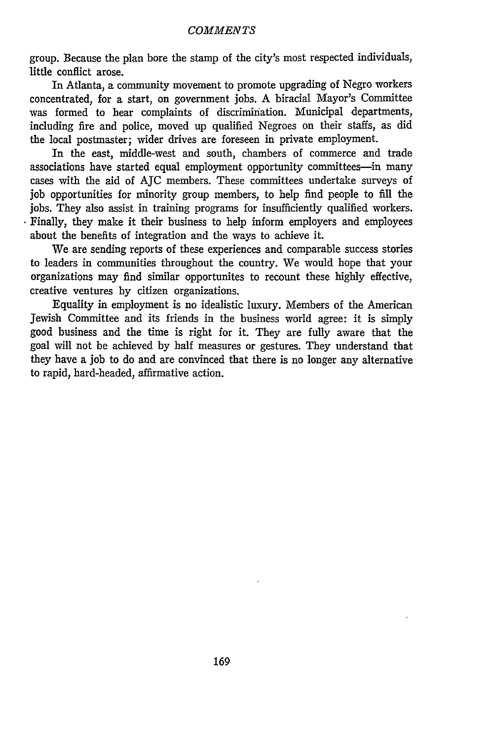group. Because the plan bore the stamp of the city's most respected individuals, little conflict arose.

In Atlanta, a community movement to promote upgrading of Negro workers concentrated, for a start, on government jobs. A biracial Mayor's Committee was formed to hear complaints of discrimination. Municipal departments, including fire and police, moved up qualified Negroes on their staffs, as did the local postmaster; wider drives are foreseen in private employment.

In the east, middle-west and south, chambers of commerce and trade associations have started equal employment opportunity committees—in many cases with the aid of AJC members. These committees undertake surveys of job opportunities for minority group members, to help find people to fill the jobs. They also assist in training programs for insufficiently qualified workers. Finally, they make it their business to help inform employers and employees about the benefits of integration and the ways to achieve it.

We are sending reports of these experiences and comparable success stories to leaders in communities throughout the country. We would hope that your organizations may find similar opportunites to recount these highly effective, creative ventures by citizen organizations.

Equality in employment is no idealistic luxury. Members of the American Jewish Committee and its friends in the business world agree: it is simply good business and the time is right for it. They are fully aware that the goal will not be achieved by half measures or gestures. They understand that they have a job to do and are convinced that there is no longer any alternative to rapid, hard-headed, affirmative action.